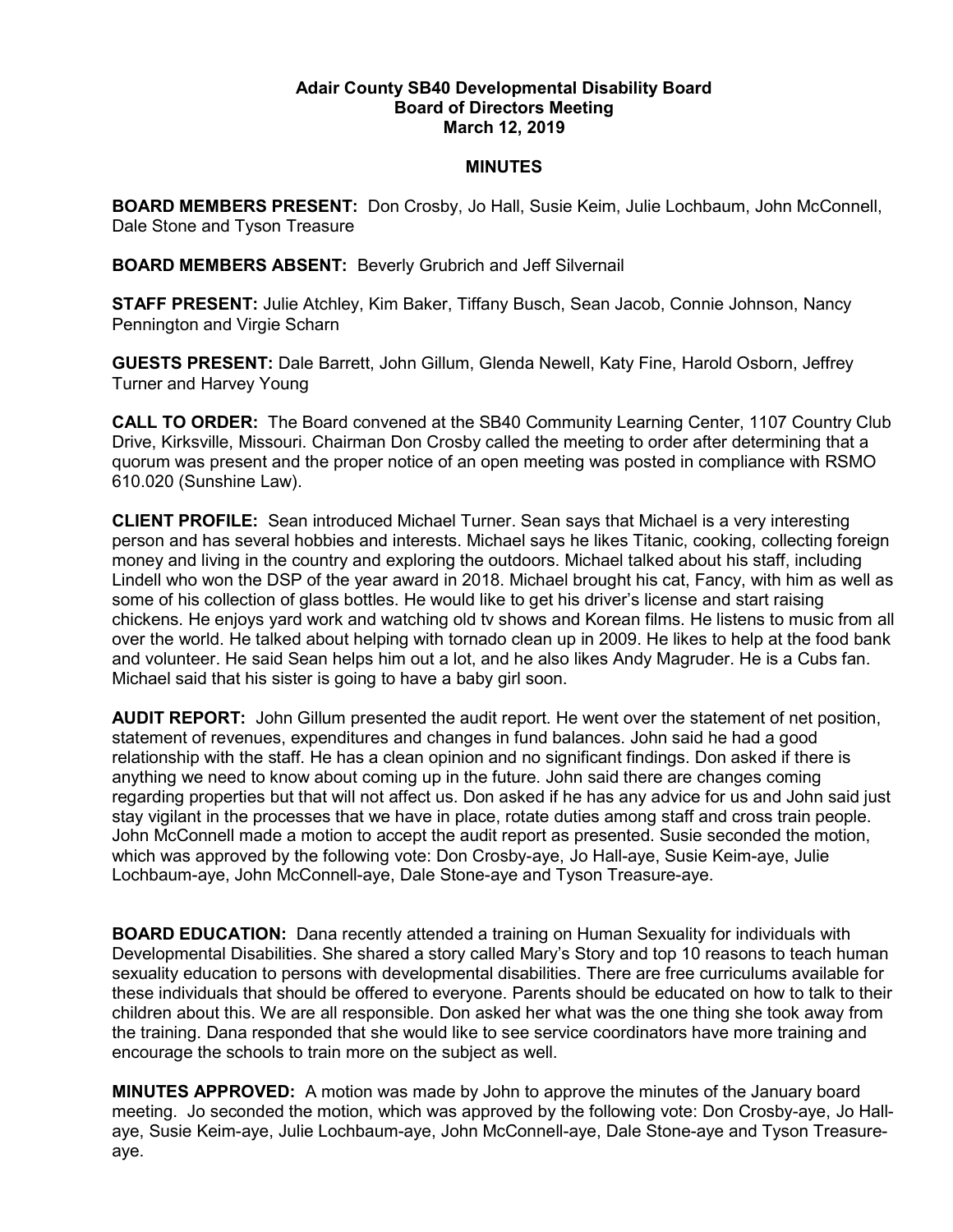**Adair County SB40 Developmental Disability Board**
**Board of Directors Meeting**
**March 12, 2019**

**MINUTES**

**BOARD MEMBERS PRESENT:** Don Crosby, Jo Hall, Susie Keim, Julie Lochbaum, John McConnell, Dale Stone and Tyson Treasure

**BOARD MEMBERS ABSENT:** Beverly Grubrich and Jeff Silvernail

**STAFF PRESENT:** Julie Atchley, Kim Baker, Tiffany Busch, Sean Jacob, Connie Johnson, Nancy Pennington and Virgie Scharn

**GUESTS PRESENT:** Dale Barrett, John Gillum, Glenda Newell, Katy Fine, Harold Osborn, Jeffrey Turner and Harvey Young

**CALL TO ORDER:** The Board convened at the SB40 Community Learning Center, 1107 Country Club Drive, Kirksville, Missouri. Chairman Don Crosby called the meeting to order after determining that a quorum was present and the proper notice of an open meeting was posted in compliance with RSMO 610.020 (Sunshine Law).

**CLIENT PROFILE:** Sean introduced Michael Turner. Sean says that Michael is a very interesting person and has several hobbies and interests. Michael says he likes Titanic, cooking, collecting foreign money and living in the country and exploring the outdoors. Michael talked about his staff, including Lindell who won the DSP of the year award in 2018. Michael brought his cat, Fancy, with him as well as some of his collection of glass bottles. He would like to get his driver's license and start raising chickens. He enjoys yard work and watching old tv shows and Korean films. He listens to music from all over the world. He talked about helping with tornado clean up in 2009. He likes to help at the food bank and volunteer. He said Sean helps him out a lot, and he also likes Andy Magruder. He is a Cubs fan. Michael said that his sister is going to have a baby girl soon.

**AUDIT REPORT:** John Gillum presented the audit report. He went over the statement of net position, statement of revenues, expenditures and changes in fund balances. John said he had a good relationship with the staff. He has a clean opinion and no significant findings. Don asked if there is anything we need to know about coming up in the future. John said there are changes coming regarding properties but that will not affect us. Don asked if he has any advice for us and John said just stay vigilant in the processes that we have in place, rotate duties among staff and cross train people. John McConnell made a motion to accept the audit report as presented. Susie seconded the motion, which was approved by the following vote: Don Crosby-aye, Jo Hall-aye, Susie Keim-aye, Julie Lochbaum-aye, John McConnell-aye, Dale Stone-aye and Tyson Treasure-aye.

**BOARD EDUCATION:** Dana recently attended a training on Human Sexuality for individuals with Developmental Disabilities. She shared a story called Mary's Story and top 10 reasons to teach human sexuality education to persons with developmental disabilities. There are free curriculums available for these individuals that should be offered to everyone. Parents should be educated on how to talk to their children about this. We are all responsible. Don asked her what was the one thing she took away from the training. Dana responded that she would like to see service coordinators have more training and encourage the schools to train more on the subject as well.

**MINUTES APPROVED:** A motion was made by John to approve the minutes of the January board meeting. Jo seconded the motion, which was approved by the following vote: Don Crosby-aye, Jo Hall-aye, Susie Keim-aye, Julie Lochbaum-aye, John McConnell-aye, Dale Stone-aye and Tyson Treasure-aye.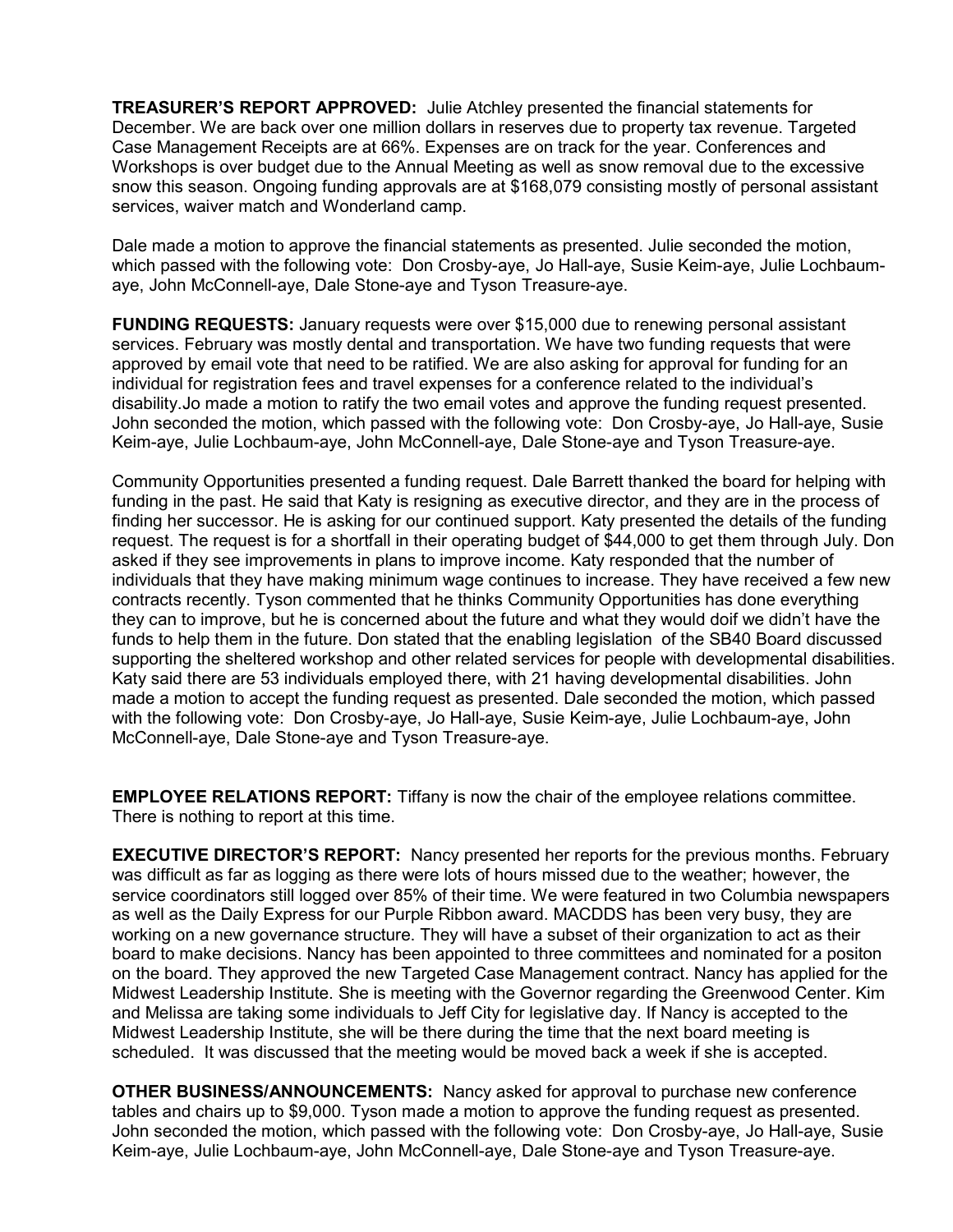**TREASURER'S REPORT APPROVED:** Julie Atchley presented the financial statements for December. We are back over one million dollars in reserves due to property tax revenue. Targeted Case Management Receipts are at 66%. Expenses are on track for the year. Conferences and Workshops is over budget due to the Annual Meeting as well as snow removal due to the excessive snow this season. Ongoing funding approvals are at $168,079 consisting mostly of personal assistant services, waiver match and Wonderland camp.

Dale made a motion to approve the financial statements as presented. Julie seconded the motion, which passed with the following vote: Don Crosby-aye, Jo Hall-aye, Susie Keim-aye, Julie Lochbaum-aye, John McConnell-aye, Dale Stone-aye and Tyson Treasure-aye.

**FUNDING REQUESTS:** January requests were over $15,000 due to renewing personal assistant services. February was mostly dental and transportation. We have two funding requests that were approved by email vote that need to be ratified. We are also asking for approval for funding for an individual for registration fees and travel expenses for a conference related to the individual's disability.Jo made a motion to ratify the two email votes and approve the funding request presented. John seconded the motion, which passed with the following vote: Don Crosby-aye, Jo Hall-aye, Susie Keim-aye, Julie Lochbaum-aye, John McConnell-aye, Dale Stone-aye and Tyson Treasure-aye.

Community Opportunities presented a funding request. Dale Barrett thanked the board for helping with funding in the past. He said that Katy is resigning as executive director, and they are in the process of finding her successor. He is asking for our continued support. Katy presented the details of the funding request. The request is for a shortfall in their operating budget of $44,000 to get them through July. Don asked if they see improvements in plans to improve income. Katy responded that the number of individuals that they have making minimum wage continues to increase. They have received a few new contracts recently. Tyson commented that he thinks Community Opportunities has done everything they can to improve, but he is concerned about the future and what they would doif we didn't have the funds to help them in the future. Don stated that the enabling legislation of the SB40 Board discussed supporting the sheltered workshop and other related services for people with developmental disabilities. Katy said there are 53 individuals employed there, with 21 having developmental disabilities. John made a motion to accept the funding request as presented. Dale seconded the motion, which passed with the following vote: Don Crosby-aye, Jo Hall-aye, Susie Keim-aye, Julie Lochbaum-aye, John McConnell-aye, Dale Stone-aye and Tyson Treasure-aye.

**EMPLOYEE RELATIONS REPORT:** Tiffany is now the chair of the employee relations committee. There is nothing to report at this time.

**EXECUTIVE DIRECTOR'S REPORT:** Nancy presented her reports for the previous months. February was difficult as far as logging as there were lots of hours missed due to the weather; however, the service coordinators still logged over 85% of their time. We were featured in two Columbia newspapers as well as the Daily Express for our Purple Ribbon award. MACDDS has been very busy, they are working on a new governance structure. They will have a subset of their organization to act as their board to make decisions. Nancy has been appointed to three committees and nominated for a positon on the board. They approved the new Targeted Case Management contract. Nancy has applied for the Midwest Leadership Institute. She is meeting with the Governor regarding the Greenwood Center. Kim and Melissa are taking some individuals to Jeff City for legislative day. If Nancy is accepted to the Midwest Leadership Institute, she will be there during the time that the next board meeting is scheduled. It was discussed that the meeting would be moved back a week if she is accepted.

**OTHER BUSINESS/ANNOUNCEMENTS:** Nancy asked for approval to purchase new conference tables and chairs up to $9,000. Tyson made a motion to approve the funding request as presented. John seconded the motion, which passed with the following vote: Don Crosby-aye, Jo Hall-aye, Susie Keim-aye, Julie Lochbaum-aye, John McConnell-aye, Dale Stone-aye and Tyson Treasure-aye.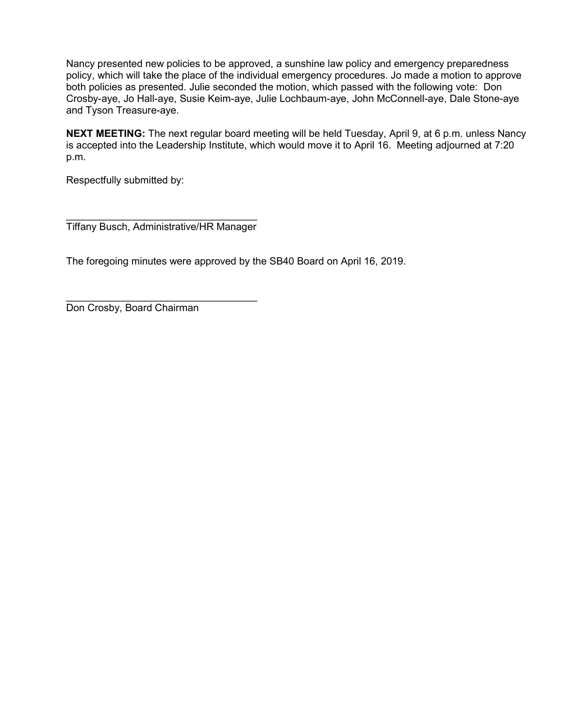Nancy presented new policies to be approved, a sunshine law policy and emergency preparedness policy, which will take the place of the individual emergency procedures. Jo made a motion to approve both policies as presented. Julie seconded the motion, which passed with the following vote: Don Crosby-aye, Jo Hall-aye, Susie Keim-aye, Julie Lochbaum-aye, John McConnell-aye, Dale Stone-aye and Tyson Treasure-aye.

**NEXT MEETING:** The next regular board meeting will be held Tuesday, April 9, at 6 p.m. unless Nancy is accepted into the Leadership Institute, which would move it to April 16. Meeting adjourned at 7:20 p.m.

Respectfully submitted by:

\_\_\_\_\_\_\_\_\_\_\_\_\_\_\_\_\_\_\_\_\_\_\_\_\_\_\_\_\_\_\_\_\_\_\_

Tiffany Busch, Administrative/HR Manager

The foregoing minutes were approved by the SB40 Board on April 16, 2019.

\_\_\_\_\_\_\_\_\_\_\_\_\_\_\_\_\_\_\_\_\_\_\_\_\_\_\_\_\_\_\_\_\_\_\_

Don Crosby, Board Chairman